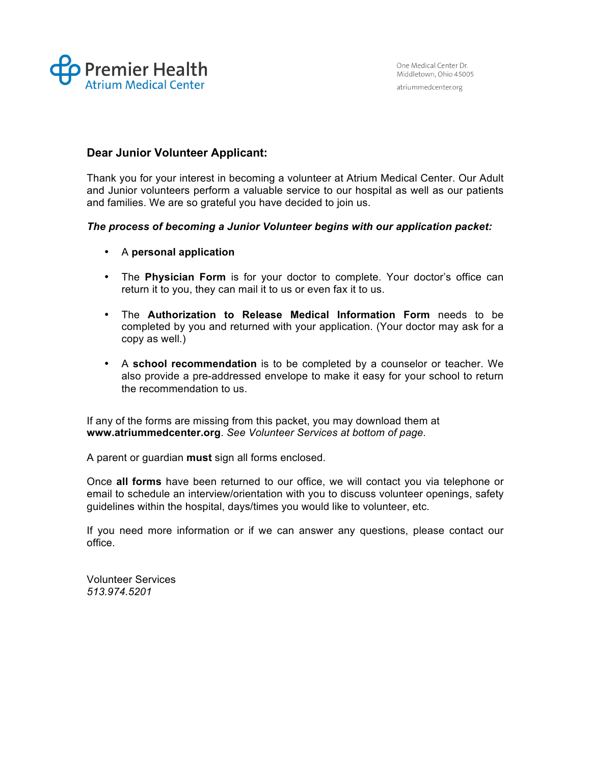Premier Health
Atrium Medical Center

One Medical Center Dr.
Middletown, Ohio 45005

atriummedcenter.org

**Dear Junior Volunteer Applicant:**

Thank you for your interest in becoming a volunteer at Atrium Medical Center. Our Adult and Junior volunteers perform a valuable service to our hospital as well as our patients and families. We are so grateful you have decided to join us.

***The process of becoming a Junior Volunteer begins with our application packet:***

- A **personal application**
- The **Physician Form** is for your doctor to complete. Your doctor's office can return it to you, they can mail it to us or even fax it to us.
- The **Authorization to Release Medical Information Form** needs to be completed by you and returned with your application. (Your doctor may ask for a copy as well.)
- A **school recommendation** is to be completed by a counselor or teacher. We also provide a pre-addressed envelope to make it easy for your school to return the recommendation to us.

If any of the forms are missing from this packet, you may download them at **www.atriummedcenter.org**. *See Volunteer Services at bottom of page.*

A parent or guardian **must** sign all forms enclosed.

Once **all forms** have been returned to our office, we will contact you via telephone or email to schedule an interview/orientation with you to discuss volunteer openings, safety guidelines within the hospital, days/times you would like to volunteer, etc.

If you need more information or if we can answer any questions, please contact our office.

Volunteer Services
*513.974.5201*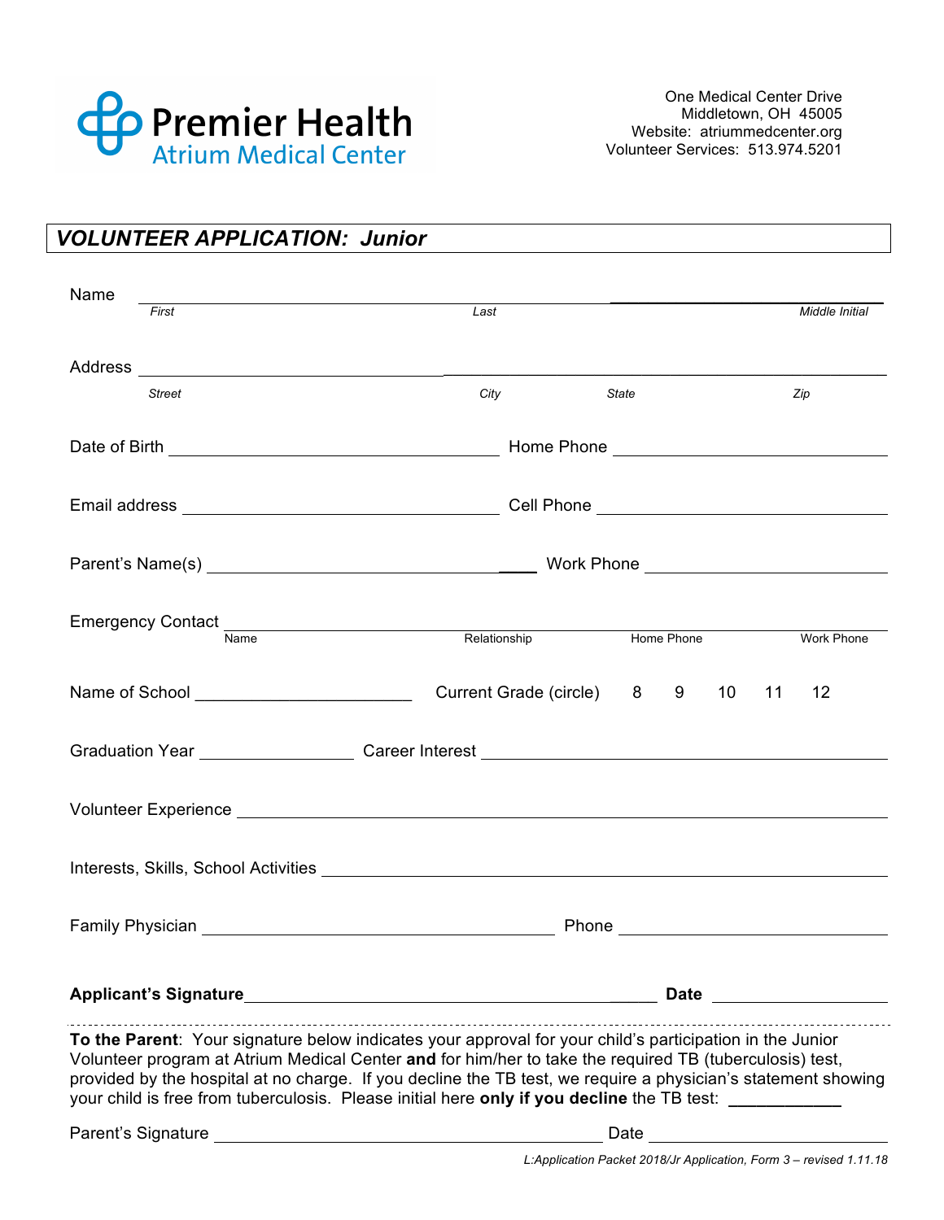**Premier Health**
Atrium Medical Center

One Medical Center Drive
Middletown, OH 45005
Website: atriummedcenter.org
Volunteer Services: 513.974.5201

## *VOLUNTEER APPLICATION: Junior*

Name ______________________________________________________________________
*First* *Last* *Middle Initial*

Address ______________________________________________________________________
*Street* *City* *State* *Zip*

Date of Birth ______________________ Home Phone ______________________

Email address ______________________ Cell Phone ______________________

Parent's Name(s) ______________________ Work Phone ______________________

Emergency Contact ______________________________________________________________________
Name Relationship Home Phone Work Phone

Name of School ______________________ Current Grade (circle) 8 9 10 11 12

Graduation Year ______________ Career Interest ______________________________

Volunteer Experience ______________________________________________________________________

Interests, Skills, School Activities ______________________________________________________

Family Physician ______________________ Phone ______________________

**Applicant's Signature**______________________________________ **Date** ______________

---

**To the Parent**: Your signature below indicates your approval for your child's participation in the Junior Volunteer program at Atrium Medical Center **and** for him/her to take the required TB (tuberculosis) test, provided by the hospital at no charge. If you decline the TB test, we require a physician's statement showing your child is free from tuberculosis. Please initial here **only if you decline** the TB test: ___________

Parent's Signature ______________________________________ Date ______________________

*L:Application Packet 2018/Jr Application, Form 3 – revised 1.11.18*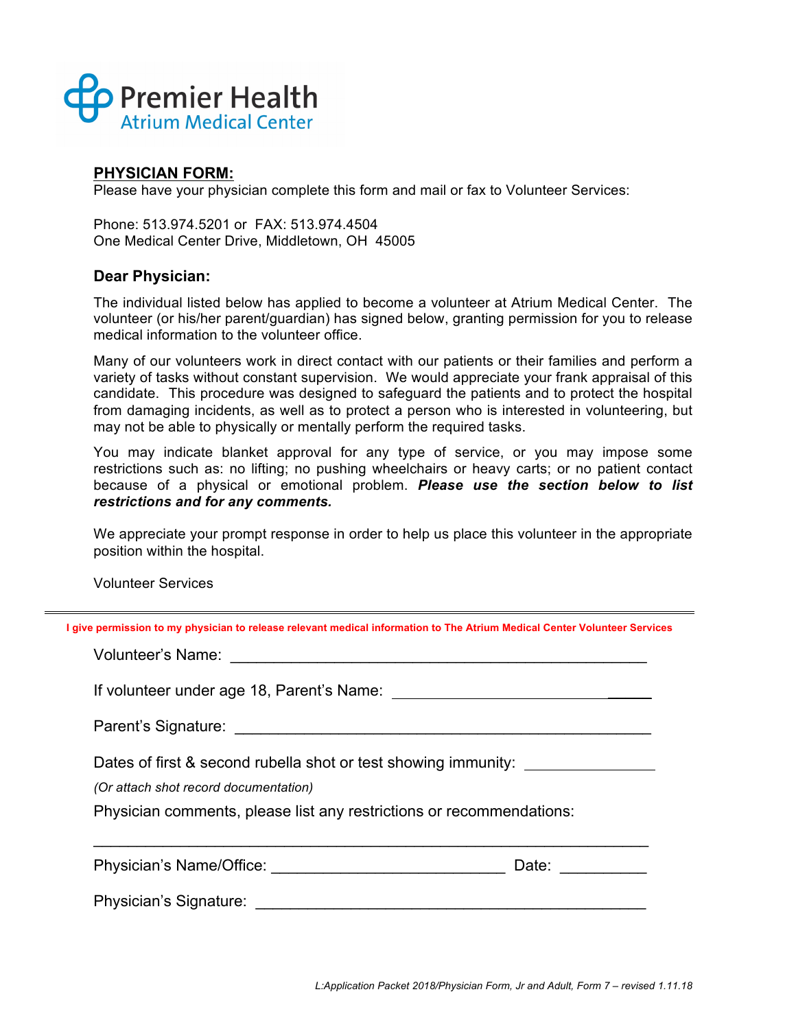Premier Health
Atrium Medical Center

## PHYSICIAN FORM:

Please have your physician complete this form and mail or fax to Volunteer Services:

Phone: 513.974.5201 or FAX: 513.974.4504
One Medical Center Drive, Middletown, OH 45005

### Dear Physician:

The individual listed below has applied to become a volunteer at Atrium Medical Center. The volunteer (or his/her parent/guardian) has signed below, granting permission for you to release medical information to the volunteer office.

Many of our volunteers work in direct contact with our patients or their families and perform a variety of tasks without constant supervision. We would appreciate your frank appraisal of this candidate. This procedure was designed to safeguard the patients and to protect the hospital from damaging incidents, as well as to protect a person who is interested in volunteering, but may not be able to physically or mentally perform the required tasks.

You may indicate blanket approval for any type of service, or you may impose some restrictions such as: no lifting; no pushing wheelchairs or heavy carts; or no patient contact because of a physical or emotional problem. ***Please use the section below to list restrictions and for any comments.***

We appreciate your prompt response in order to help us place this volunteer in the appropriate position within the hospital.

Volunteer Services

---

**I give permission to my physician to release relevant medical information to The Atrium Medical Center Volunteer Services**

Volunteer's Name: ________________________________________________

If volunteer under age 18, Parent's Name: ______________________________

Parent's Signature: ________________________________________________

Dates of first & second rubella shot or test showing immunity: _______________

*(Or attach shot record documentation)*

Physician comments, please list any restrictions or recommendations:

______________________________________________________________

Physician's Name/Office: __________________________ Date: __________

Physician's Signature: ____________________________________________

*L:Application Packet 2018/Physician Form, Jr and Adult, Form 7 – revised 1.11.18*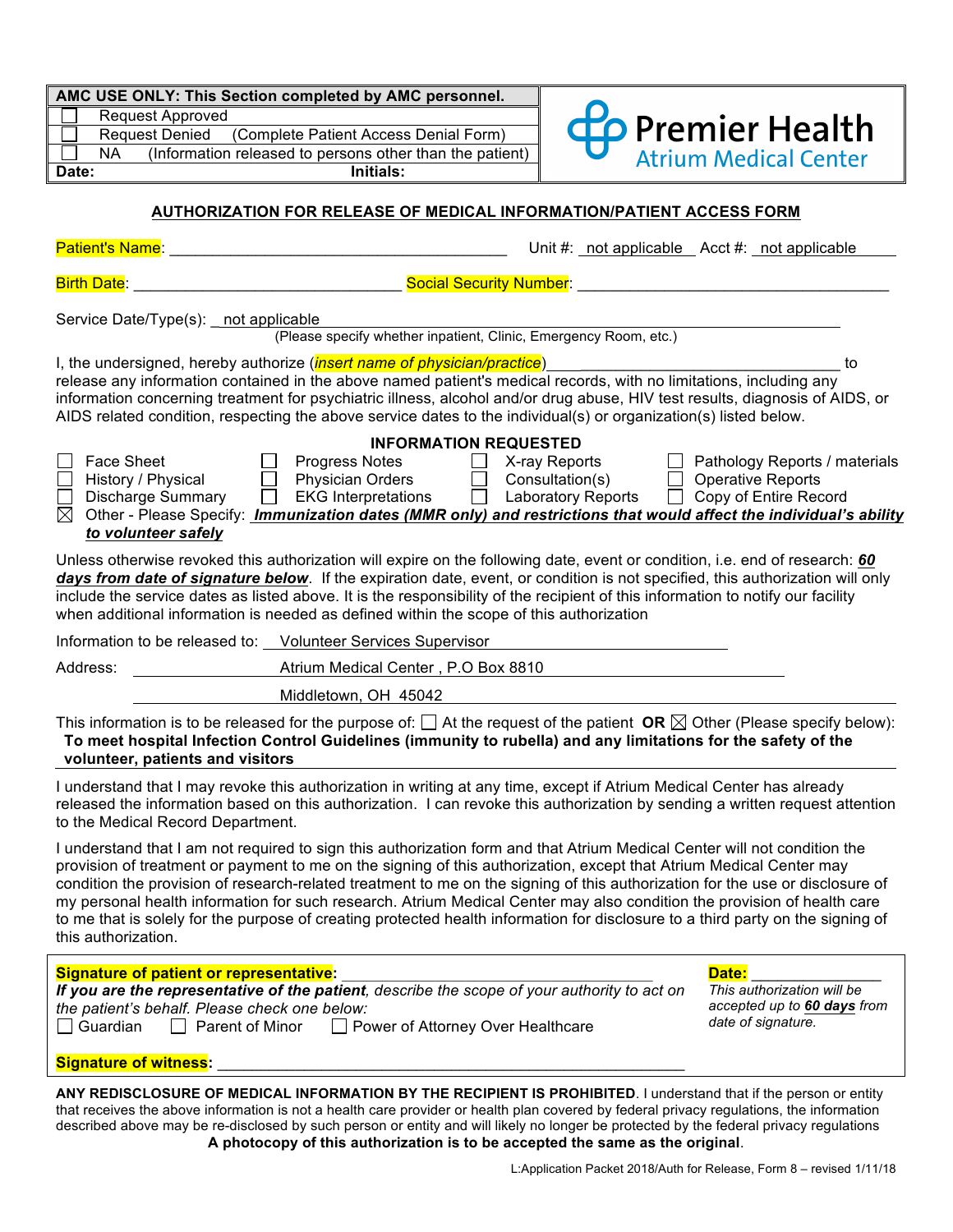| AMC USE ONLY: This Section completed by AMC personnel. | |
|---|---|
| ☐ Request Approved | |
| ☐ Request Denied (Complete Patient Access Denial Form) | |
| ☐ NA (Information released to persons other than the patient) | |
| **Date:** | **Initials:** |

**Premier Health**
Atrium Medical Center

## AUTHORIZATION FOR RELEASE OF MEDICAL INFORMATION/PATIENT ACCESS FORM

Patient's Name: ________________________________________ Unit #: not applicable Acct #: not applicable

Birth Date: ______________________________ Social Security Number: ____________________________________

Service Date/Type(s): not applicable
(Please specify whether inpatient, Clinic, Emergency Room, etc.)

I, the undersigned, hereby authorize (*insert name of physician/practice*) ______________________________ to release any information contained in the above named patient's medical records, with no limitations, including any information concerning treatment for psychiatric illness, alcohol and/or drug abuse, HIV test results, diagnosis of AIDS, or AIDS related condition, respecting the above service dates to the individual(s) or organization(s) listed below.

**INFORMATION REQUESTED**

| | | | |
|---|---|---|---|
| ☐ Face Sheet | ☐ Progress Notes | ☐ X-ray Reports | ☐ Pathology Reports / materials |
| ☐ History / Physical | ☐ Physician Orders | ☐ Consultation(s) | ☐ Operative Reports |
| ☐ Discharge Summary | ☐ EKG Interpretations | ☐ Laboratory Reports | ☐ Copy of Entire Record |

☒ Other - Please Specify: ***Immunization dates (MMR only) and restrictions that would affect the individual's ability to volunteer safely***

Unless otherwise revoked this authorization will expire on the following date, event or condition, i.e. end of research: ***60 days from date of signature below***. If the expiration date, event, or condition is not specified, this authorization will only include the service dates as listed above. It is the responsibility of the recipient of this information to notify our facility when additional information is needed as defined within the scope of this authorization

Information to be released to: Volunteer Services Supervisor

Address: Atrium Medical Center , P.O Box 8810
Middletown, OH 45042

This information is to be released for the purpose of: ☐ At the request of the patient **OR** ☒ Other (Please specify below):
**To meet hospital Infection Control Guidelines (immunity to rubella) and any limitations for the safety of the volunteer, patients and visitors**

I understand that I may revoke this authorization in writing at any time, except if Atrium Medical Center has already released the information based on this authorization. I can revoke this authorization by sending a written request attention to the Medical Record Department.

I understand that I am not required to sign this authorization form and that Atrium Medical Center will not condition the provision of treatment or payment to me on the signing of this authorization, except that Atrium Medical Center may condition the provision of research-related treatment to me on the signing of this authorization for the use or disclosure of my personal health information for such research. Atrium Medical Center may also condition the provision of health care to me that is solely for the purpose of creating protected health information for disclosure to a third party on the signing of this authorization.

**Signature of patient or representative:** ____________________________________ **Date:** _______________

***If you are the representative of the patient****, describe the scope of your authority to act on the patient's behalf. Please check one below:*

☐ Guardian ☐ Parent of Minor ☐ Power of Attorney Over Healthcare

*This authorization will be accepted up to* ***60 days*** *from date of signature.*

**Signature of witness:** ________________________________________________________

**ANY REDISCLOSURE OF MEDICAL INFORMATION BY THE RECIPIENT IS PROHIBITED**. I understand that if the person or entity that receives the above information is not a health care provider or health plan covered by federal privacy regulations, the information described above may be re-disclosed by such person or entity and will likely no longer be protected by the federal privacy regulations

**A photocopy of this authorization is to be accepted the same as the original**.

L:Application Packet 2018/Auth for Release, Form 8 – revised 1/11/18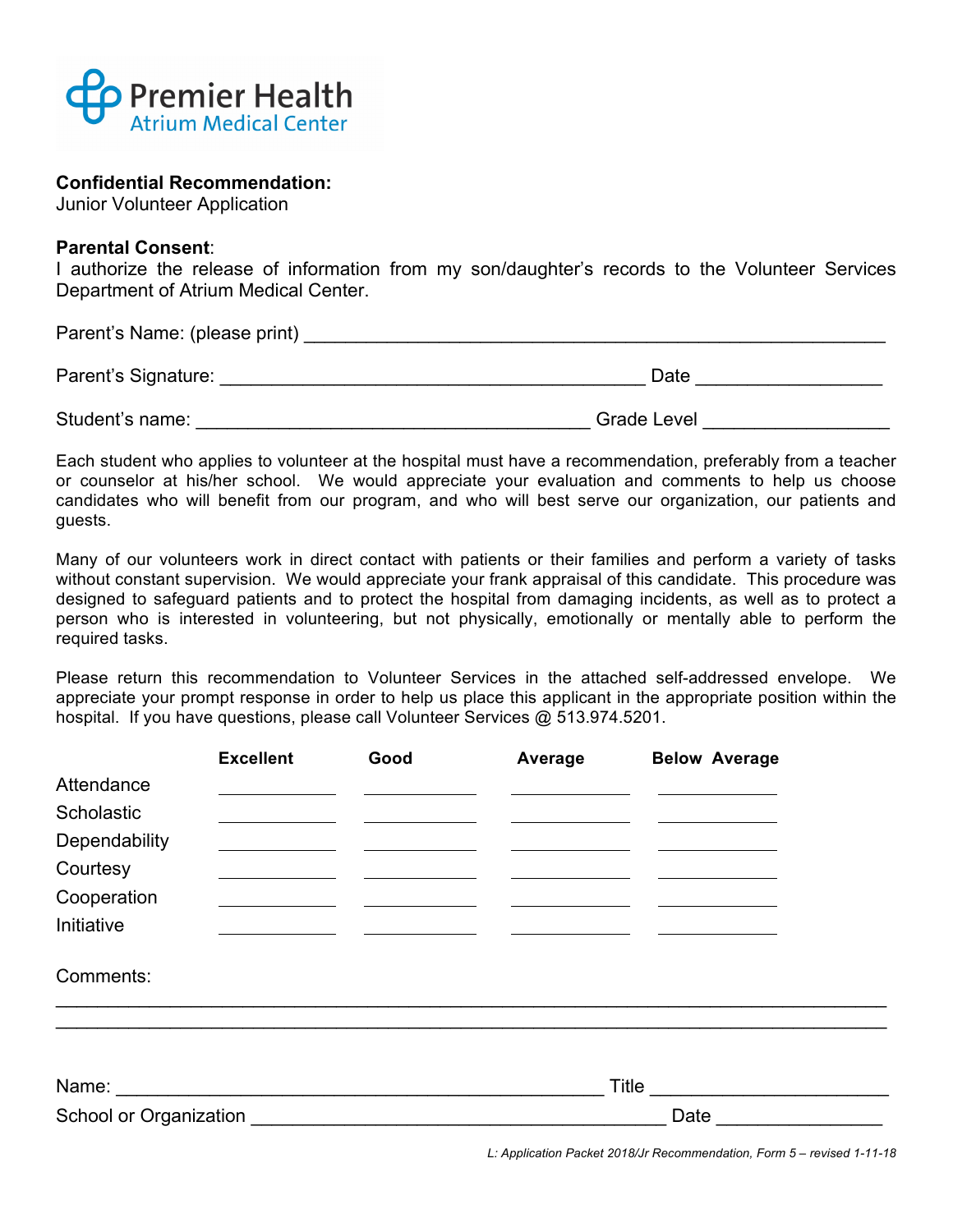Premier Health
Atrium Medical Center

**Confidential Recommendation:**
Junior Volunteer Application

**Parental Consent**:
I authorize the release of information from my son/daughter's records to the Volunteer Services Department of Atrium Medical Center.

Parent's Name: (please print) ______________________________________________________

Parent's Signature: ________________________________________ Date _________________

Student's name: _____________________________________ Grade Level _________________

Each student who applies to volunteer at the hospital must have a recommendation, preferably from a teacher or counselor at his/her school. We would appreciate your evaluation and comments to help us choose candidates who will benefit from our program, and who will best serve our organization, our patients and guests.

Many of our volunteers work in direct contact with patients or their families and perform a variety of tasks without constant supervision. We would appreciate your frank appraisal of this candidate. This procedure was designed to safeguard patients and to protect the hospital from damaging incidents, as well as to protect a person who is interested in volunteering, but not physically, emotionally or mentally able to perform the required tasks.

Please return this recommendation to Volunteer Services in the attached self-addressed envelope. We appreciate your prompt response in order to help us place this applicant in the appropriate position within the hospital. If you have questions, please call Volunteer Services @ 513.974.5201.

| | **Excellent** | **Good** | **Average** | **Below Average** |
|---|---|---|---|---|
| Attendance | ___________ | ___________ | ___________ | ___________ |
| Scholastic | ___________ | ___________ | ___________ | ___________ |
| Dependability | ___________ | ___________ | ___________ | ___________ |
| Courtesy | ___________ | ___________ | ___________ | ___________ |
| Cooperation | ___________ | ___________ | ___________ | ___________ |
| Initiative | ___________ | ___________ | ___________ | ___________ |

Comments:
______________________________________________________________________________
______________________________________________________________________________

Name: _____________________________________________ Title _____________________

School or Organization _____________________________________ Date _______________

*L: Application Packet 2018/Jr Recommendation, Form 5 – revised 1-11-18*